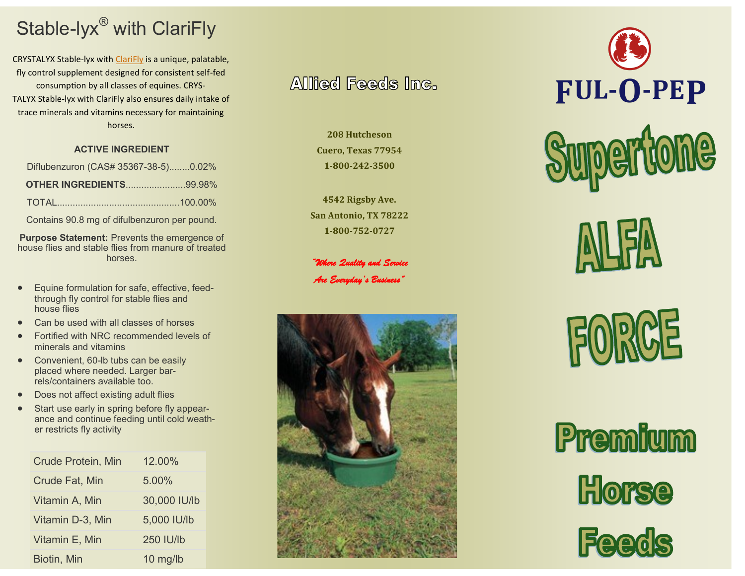# Stable-lyx® with ClariFly

CRYSTALYX Stable-lyx with ClariFly is a unique, palatable, fly control supplement designed for consistent self-fed consumption by all classes of equines. CRYSTALYX Stable-lyx with ClariFly also ensures daily intake of trace minerals and vitamins necessary for maintaining horses.

### ACTIVE INGREDIENT

Diflubenzuron (CAS# 35367-38-5)........0.02%

**OTHER INGREDIENTS**.......................99.98%

TOTAL...............................................100.00%

Contains 90.8 mg of difulbenzuron per pound.

**Purpose Statement:** Prevents the emergence of house flies and stable flies from manure of treated horses.

- Equine formulation for safe, effective, feed-through fly control for stable flies and house flies
- Can be used with all classes of horses
- Fortified with NRC recommended levels of minerals and vitamins
- Convenient, 60-lb tubs can be easily placed where needed. Larger barrels/containers available too.
- Does not affect existing adult flies
- Start use early in spring before fly appearance and continue feeding until cold weather restricts fly activity

| Nutrient | Amount |
|---|---|
| Crude Protein, Min | 12.00% |
| Crude Fat, Min | 5.00% |
| Vitamin A, Min | 30,000 IU/lb |
| Vitamin D-3, Min | 5,000 IU/lb |
| Vitamin E, Min | 250 IU/lb |
| Biotin, Min | 10 mg/lb |

## Allied Feeds Inc.

**208 Hutcheson**
**Cuero, Texas 77954**
**1-800-242-3500**

**4542 Rigsby Ave.**
**San Antonio, TX 78222**
**1-800-752-0727**

*"Where Quality and Service Are Everyday's Business"*

## FUL-O-PEP

# Supertone ALFA FORCE

## Premium Horse Feeds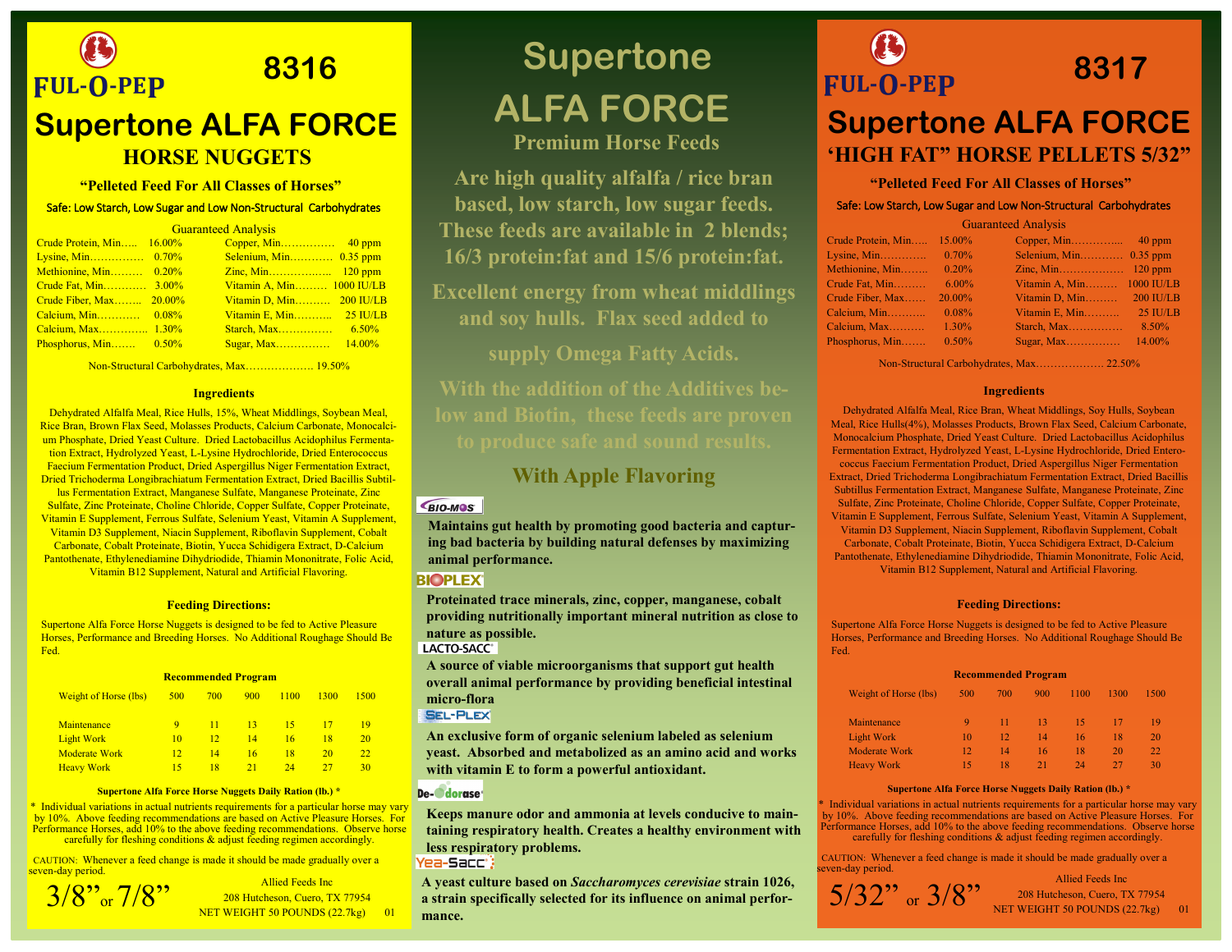FUL-O-PEP

# 8316

# Supertone ALFA FORCE

## HORSE NUGGETS

**"Pelleted Feed For All Classes of Horses"**

Safe: Low Starch, Low Sugar and Low Non-Structural Carbohydrates

Guaranteed Analysis

| | | | |
|---|---|---|---|
| Crude Protein, Min….. | 16.00% | Copper, Min…………… | 40 ppm |
| Lysine, Min…………… | 0.70% | Selenium, Min………… | 0.35 ppm |
| Methionine, Min……… | 0.20% | Zinc, Min…………….. | 120 ppm |
| Crude Fat, Min………… | 3.00% | Vitamin A, Min……… | 1000 IU/LB |
| Crude Fiber, Max…….. | 20.00% | Vitamin D, Min………. | 200 IU/LB |
| Calcium, Min………… | 0.08% | Vitamin E, Min……….. | 25 IU/LB |
| Calcium, Max………….. | 1.30% | Starch, Max…………… | 6.50% |
| Phosphorus, Min……. | 0.50% | Sugar, Max…………… | 14.00% |

Non-Structural Carbohydrates, Max………………. 19.50%

**Ingredients**

Dehydrated Alfalfa Meal, Rice Hulls, 15%, Wheat Middlings, Soybean Meal, Rice Bran, Brown Flax Seed, Molasses Products, Calcium Carbonate, Monocalcium Phosphate, Dried Yeast Culture. Dried Lactobacillus Acidophilus Fermentation Extract, Hydrolyzed Yeast, L-Lysine Hydrochloride, Dried Enterococcus Faecium Fermentation Product, Dried Aspergillus Niger Fermentation Extract, Dried Trichoderma Longibrachiatum Fermentation Extract, Dried Bacillis Subtillus Fermentation Extract, Manganese Sulfate, Manganese Proteinate, Zinc Sulfate, Zinc Proteinate, Choline Chloride, Copper Sulfate, Copper Proteinate, Vitamin E Supplement, Ferrous Sulfate, Selenium Yeast, Vitamin A Supplement, Vitamin D3 Supplement, Niacin Supplement, Riboflavin Supplement, Cobalt Carbonate, Cobalt Proteinate, Biotin, Yucca Schidigera Extract, D-Calcium Pantothenate, Ethylenediamine Dihydriodide, Thiamin Mononitrate, Folic Acid, Vitamin B12 Supplement, Natural and Artificial Flavoring.

**Feeding Directions:**

Supertone Alfa Force Horse Nuggets is designed to be fed to Active Pleasure Horses, Performance and Breeding Horses. No Additional Roughage Should Be Fed.

**Recommended Program**

| Weight of Horse (lbs) | 500 | 700 | 900 | 1100 | 1300 | 1500 |
|---|---|---|---|---|---|---|
| Maintenance | 9 | 11 | 13 | 15 | 17 | 19 |
| Light Work | 10 | 12 | 14 | 16 | 18 | 20 |
| Moderate Work | 12 | 14 | 16 | 18 | 20 | 22 |
| Heavy Work | 15 | 18 | 21 | 24 | 27 | 30 |

**Supertone Alfa Force Horse Nuggets Daily Ration (lb.) ***

* Individual variations in actual nutrients requirements for a particular horse may vary by 10%. Above feeding recommendations are based on Active Pleasure Horses. For Performance Horses, add 10% to the above feeding recommendations. Observe horse carefully for fleshing conditions & adjust feeding regimen accordingly.

CAUTION: Whenever a feed change is made it should be made gradually over a seven-day period.

3/8" or 7/8"

Allied Feeds Inc
208 Hutcheson, Cuero, TX 77954
NET WEIGHT 50 POUNDS (22.7kg) 01

# Supertone ALFA FORCE

## Premium Horse Feeds

**Are high quality alfalfa / rice bran based, low starch, low sugar feeds. These feeds are available in 2 blends; 16/3 protein:fat and 15/6 protein:fat.**

**Excellent energy from wheat middlings and soy hulls. Flax seed added to supply Omega Fatty Acids.**

**With the addition of the Additives below and Biotin, these feeds are proven to produce safe and sound results.**

**With Apple Flavoring**

BIO-MOS

**Maintains gut health by promoting good bacteria and capturing bad bacteria by building natural defenses by maximizing animal performance.**

BIOPLEX

**Proteinated trace minerals, zinc, copper, manganese, cobalt providing nutritionally important mineral nutrition as close to nature as possible.**

LACTO-SACC

**A source of viable microorganisms that support gut health overall animal performance by providing beneficial intestinal micro-flora**

SEL-PLEX

**An exclusive form of organic selenium labeled as selenium yeast. Absorbed and metabolized as an amino acid and works with vitamin E to form a powerful antioxidant.**

De-Odorase

**Keeps manure odor and ammonia at levels conducive to maintaining respiratory health. Creates a healthy environment with less respiratory problems.**

Yea-Sacc

**A yeast culture based on *Saccharomyces cerevisiae* strain 1026, a strain specifically selected for its influence on animal performance.**

FUL-O-PEP

# 8317

# Supertone ALFA FORCE

## 'HIGH FAT" HORSE PELLETS 5/32"

**"Pelleted Feed For All Classes of Horses"**

Safe: Low Starch, Low Sugar and Low Non-Structural Carbohydrates

Guaranteed Analysis

| | | | |
|---|---|---|---|
| Crude Protein, Min….. | 15.00% | Copper, Min………….. | 40 ppm |
| Lysine, Min…………. | 0.70% | Selenium, Min………… | 0.35 ppm |
| Methionine, Min…….. | 0.20% | Zinc, Min……………… | 120 ppm |
| Crude Fat, Min……… | 6.00% | Vitamin A, Min……… | 1000 IU/LB |
| Crude Fiber, Max…… | 20.00% | Vitamin D, Min……… | 200 IU/LB |
| Calcium, Min………. | 0.08% | Vitamin E, Min……… | 25 IU/LB |
| Calcium, Max………. | 1.30% | Starch, Max…………… | 8.50% |
| Phosphorus, Min……. | 0.50% | Sugar, Max…………… | 14.00% |

Non-Structural Carbohydrates, Max………………. 22.50%

**Ingredients**

Dehydrated Alfalfa Meal, Rice Bran, Wheat Middlings, Soy Hulls, Soybean Meal, Rice Hulls(4%), Molasses Products, Brown Flax Seed, Calcium Carbonate, Monocalcium Phosphate, Dried Yeast Culture. Dried Lactobacillus Acidophilus Fermentation Extract, Hydrolyzed Yeast, L-Lysine Hydrochloride, Dried Enterococcus Faecium Fermentation Product, Dried Aspergillus Niger Fermentation Extract, Dried Trichoderma Longibrachiatum Fermentation Extract, Dried Bacillis Subtillus Fermentation Extract, Manganese Sulfate, Manganese Proteinate, Zinc Sulfate, Zinc Proteinate, Choline Chloride, Copper Sulfate, Copper Proteinate, Vitamin E Supplement, Ferrous Sulfate, Selenium Yeast, Vitamin A Supplement, Vitamin D3 Supplement, Niacin Supplement, Riboflavin Supplement, Cobalt Carbonate, Cobalt Proteinate, Biotin, Yucca Schidigera Extract, D-Calcium Pantothenate, Ethylenediamine Dihydriodide, Thiamin Mononitrate, Folic Acid, Vitamin B12 Supplement, Natural and Artificial Flavoring.

**Feeding Directions:**

Supertone Alfa Force Horse Nuggets is designed to be fed to Active Pleasure Horses, Performance and Breeding Horses. No Additional Roughage Should Be Fed.

**Recommended Program**

| Weight of Horse (lbs) | 500 | 700 | 900 | 1100 | 1300 | 1500 |
|---|---|---|---|---|---|---|
| Maintenance | 9 | 11 | 13 | 15 | 17 | 19 |
| Light Work | 10 | 12 | 14 | 16 | 18 | 20 |
| Moderate Work | 12 | 14 | 16 | 18 | 20 | 22 |
| Heavy Work | 15 | 18 | 21 | 24 | 27 | 30 |

**Supertone Alfa Force Horse Nuggets Daily Ration (lb.) ***

* Individual variations in actual nutrients requirements for a particular horse may vary by 10%. Above feeding recommendations are based on Active Pleasure Horses. For Performance Horses, add 10% to the above feeding recommendations. Observe horse carefully for fleshing conditions & adjust feeding regimen accordingly.

CAUTION: Whenever a feed change is made it should be made gradually over a seven-day period.

5/32" or 3/8"

Allied Feeds Inc
208 Hutcheson, Cuero, TX 77954
NET WEIGHT 50 POUNDS (22.7kg) 01